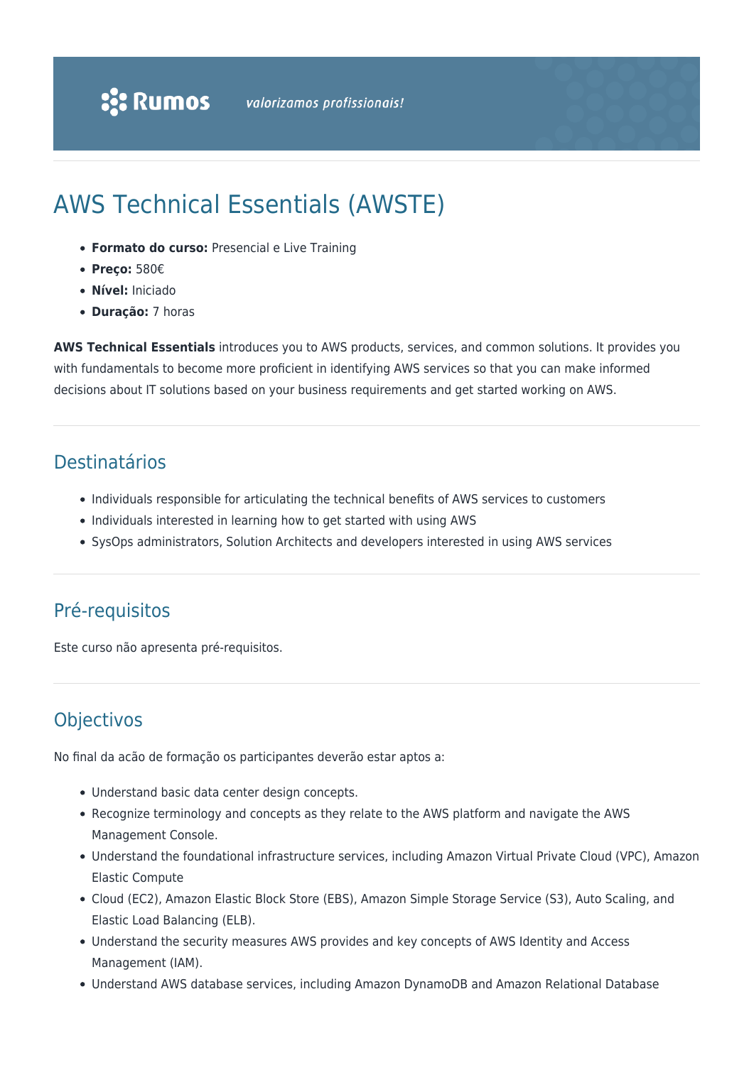# AWS Technical Essentials (AWSTE)

- **Formato do curso:** Presencial e Live Training
- **Preço:** 580€
- **Nível:** Iniciado
- **Duração:** 7 horas

**AWS Technical Essentials** introduces you to AWS products, services, and common solutions. It provides you with fundamentals to become more proficient in identifying AWS services so that you can make informed decisions about IT solutions based on your business requirements and get started working on AWS.

## Destinatários

- Individuals responsible for articulating the technical benefits of AWS services to customers
- Individuals interested in learning how to get started with using AWS
- SysOps administrators, Solution Architects and developers interested in using AWS services

## Pré-requisitos

Este curso não apresenta pré-requisitos.

## Objectivos

No final da acão de formação os participantes deverão estar aptos a:

- Understand basic data center design concepts.
- Recognize terminology and concepts as they relate to the AWS platform and navigate the AWS Management Console.
- Understand the foundational infrastructure services, including Amazon Virtual Private Cloud (VPC), Amazon Elastic Compute
- Cloud (EC2), Amazon Elastic Block Store (EBS), Amazon Simple Storage Service (S3), Auto Scaling, and Elastic Load Balancing (ELB).
- Understand the security measures AWS provides and key concepts of AWS Identity and Access Management (IAM).
- Understand AWS database services, including Amazon DynamoDB and Amazon Relational Database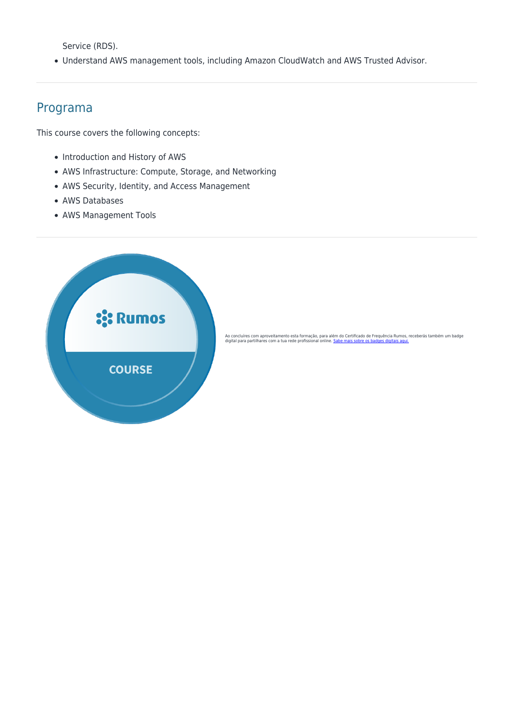Service (RDS).

- Understand AWS management tools, including Amazon CloudWatch and AWS Trusted Advisor.

## Programa

This course covers the following concepts:

- Introduction and History of AWS
- AWS Infrastructure: Compute, Storage, and Networking
- AWS Security, Identity, and Access Management
- AWS Databases
- AWS Management Tools

Ao concluíres com aproveitamento esta formação, para além do Certificado de Frequência Rumos, receberás também um badge digital para partilhares com a tua rede profissional online. Sabe mais sobre os badges digitais aqui.